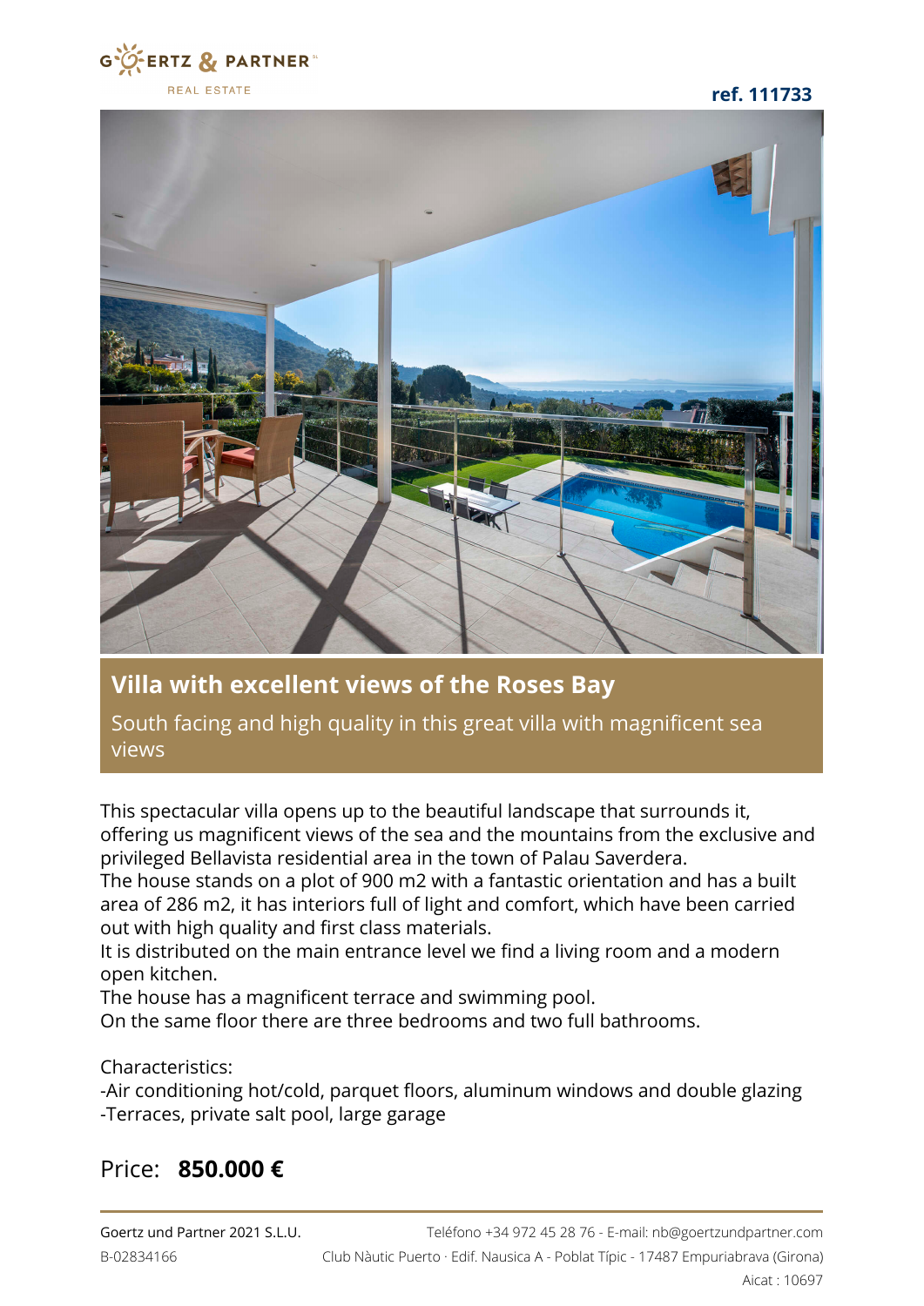GOERTZ & PARTNER REAL ESTATE

**ref. 111733**

# Villa with excellent views of the Roses Bay

South facing and high quality in this great villa with magnificent sea views

This spectacular villa opens up to the beautiful landscape that surrounds it, offering us magnificent views of the sea and the mountains from the exclusive and privileged Bellavista residential area in the town of Palau Saverdera.
The house stands on a plot of 900 m2 with a fantastic orientation and has a built area of 286 m2, it has interiors full of light and comfort, which have been carried out with high quality and first class materials.
It is distributed on the main entrance level we find a living room and a modern open kitchen.
The house has a magnificent terrace and swimming pool.
On the same floor there are three bedrooms and two full bathrooms.

Characteristics:
-Air conditioning hot/cold, parquet floors, aluminum windows and double glazing
-Terraces, private salt pool, large garage

## Price: **850.000 €**

Goertz und Partner 2021 S.L.U.
B-02834166

Teléfono +34 972 45 28 76 - E-mail: nb@goertzundpartner.com
Club Nàutic Puerto · Edif. Nausica A - Poblat Típic - 17487 Empuriabrava (Girona)
Aicat : 10697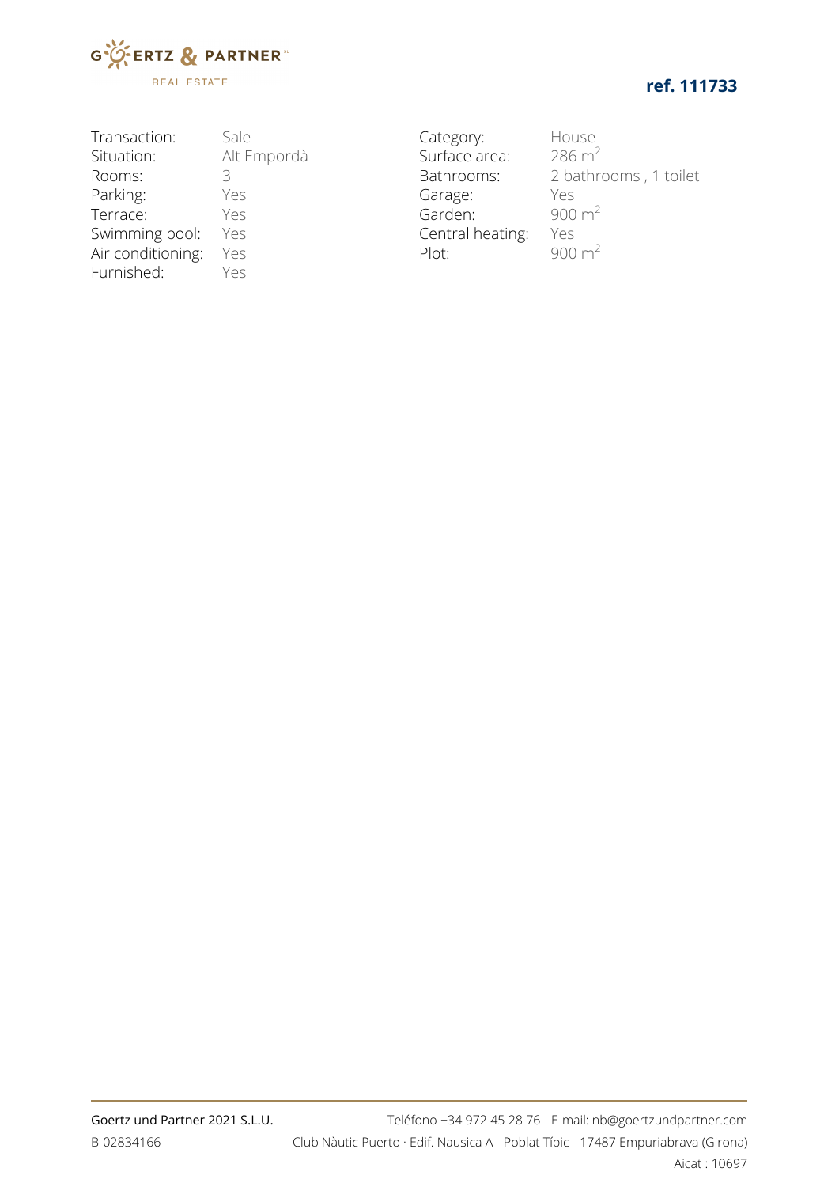**ref. 111733**

| | | | |
|---|---|---|---|
| Transaction: | Sale | Category: | House |
| Situation: | Alt Empordà | Surface area: | 286 $m^2$ |
| Rooms: | 3 | Bathrooms: | 2 bathrooms , 1 toilet |
| Parking: | Yes | Garage: | Yes |
| Terrace: | Yes | Garden: | 900 $m^2$ |
| Swimming pool: | Yes | Central heating: | Yes |
| Air conditioning: | Yes | Plot: | 900 $m^2$ |
| Furnished: | Yes | | |

Goertz und Partner 2021 S.L.U.
B-02834166

Teléfono +34 972 45 28 76 - E-mail: nb@goertzundpartner.com
Club Nàutic Puerto · Edif. Nausica A - Poblat Típic - 17487 Empuriabrava (Girona)
Aicat : 10697